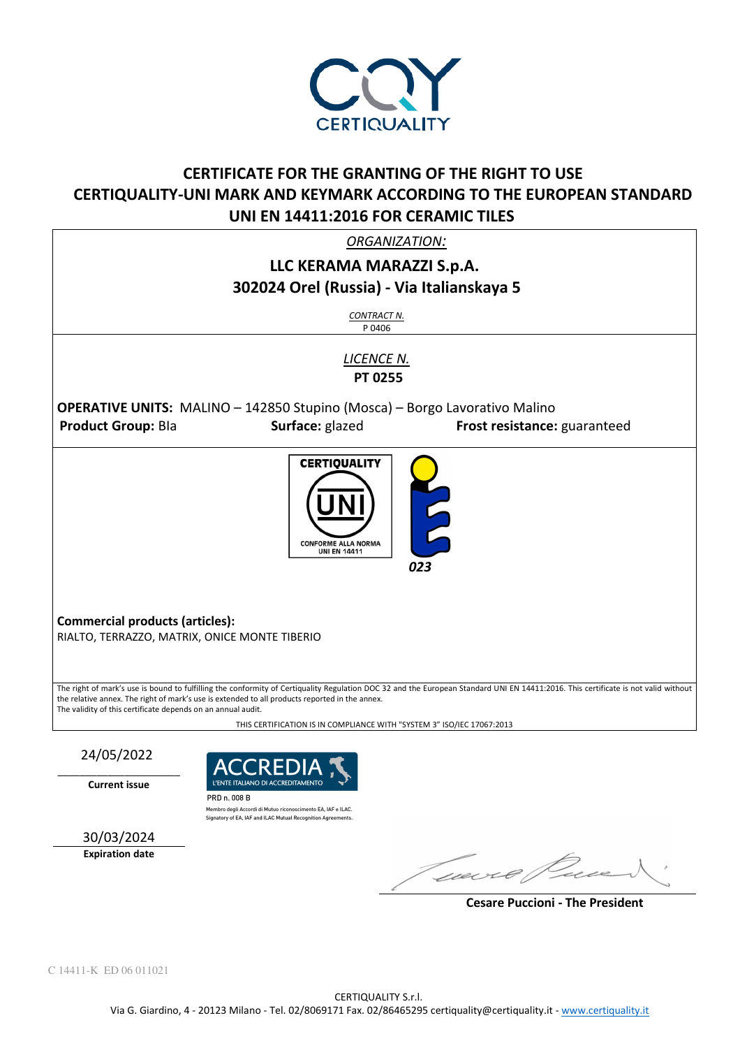CERTIQUALITY

# CERTIFICATE FOR THE GRANTING OF THE RIGHT TO USE CERTIQUALITY-UNI MARK AND KEYMARK ACCORDING TO THE EUROPEAN STANDARD UNI EN 14411:2016 FOR CERAMIC TILES

*ORGANIZATION:*

**LLC KERAMA MARAZZI S.p.A.**
**302024 Orel (Russia) - Via Italianskaya 5**

*CONTRACT N.*
P 0406

*LICENCE N.*
**PT 0255**

**OPERATIVE UNITS:** MALINO – 142850 Stupino (Mosca) – Borgo Lavorativo Malino

**Product Group:** BIa **Surface:** glazed **Frost resistance:** guaranteed

CERTIQUALITY UNI CONFORME ALLA NORMA UNI EN 14411

023

**Commercial products (articles):**
RIALTO, TERRAZZO, MATRIX, ONICE MONTE TIBERIO

The right of mark's use is bound to fulfilling the conformity of Certiquality Regulation DOC 32 and the European Standard UNI EN 14411:2016. This certificate is not valid without the relative annex. The right of mark's use is extended to all products reported in the annex.
The validity of this certificate depends on an annual audit.

THIS CERTIFICATION IS IN COMPLIANCE WITH "SYSTEM 3" ISO/IEC 17067:2013

24/05/2022
**Current issue**

30/03/2024
**Expiration date**

ACCREDIA L'ENTE ITALIANO DI ACCREDITAMENTO
PRD n. 008 B
Membro degli Accordi di Mutuo riconoscimento EA, IAF e ILAC.
Signatory of EA, IAF and ILAC Mutual Recognition Agreements.

**Cesare Puccioni - The President**

C 14411-K ED 06 011021

CERTIQUALITY S.r.l.
Via G. Giardino, 4 - 20123 Milano - Tel. 02/8069171 Fax. 02/86465295 certiquality@certiquality.it - www.certiquality.it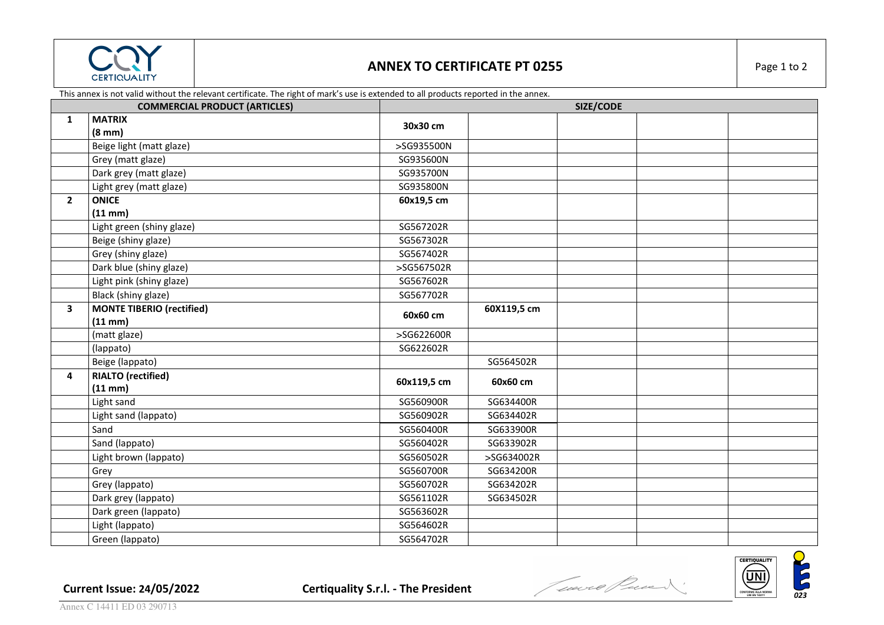# ANNEX TO CERTIFICATE PT 0255

This annex is not valid without the relevant certificate. The right of mark's use is extended to all products reported in the annex.

| | COMMERCIAL PRODUCT (ARTICLES) | SIZE/CODE | | | | |
|---|---|---|---|---|---|---|
| **1** | **MATRIX (8 mm)** | **30x30 cm** | | | | |
| | Beige light (matt glaze) | >SG935500N | | | | |
| | Grey (matt glaze) | SG935600N | | | | |
| | Dark grey (matt glaze) | SG935700N | | | | |
| | Light grey (matt glaze) | SG935800N | | | | |
| **2** | **ONICE (11 mm)** | **60x19,5 cm** | | | | |
| | Light green (shiny glaze) | SG567202R | | | | |
| | Beige (shiny glaze) | SG567302R | | | | |
| | Grey (shiny glaze) | SG567402R | | | | |
| | Dark blue (shiny glaze) | >SG567502R | | | | |
| | Light pink (shiny glaze) | SG567602R | | | | |
| | Black (shiny glaze) | SG567702R | | | | |
| **3** | **MONTE TIBERIO (rectified) (11 mm)** | **60x60 cm** | **60X119,5 cm** | | | |
| | (matt glaze) | >SG622600R | | | | |
| | (lappato) | SG622602R | | | | |
| | Beige (lappato) | | SG564502R | | | |
| **4** | **RIALTO (rectified) (11 mm)** | **60x119,5 cm** | **60x60 cm** | | | |
| | Light sand | SG560900R | SG634400R | | | |
| | Light sand (lappato) | SG560902R | SG634402R | | | |
| | Sand | SG560400R | SG633900R | | | |
| | Sand (lappato) | SG560402R | SG633902R | | | |
| | Light brown (lappato) | SG560502R | >SG634002R | | | |
| | Grey | SG560700R | SG634200R | | | |
| | Grey (lappato) | SG560702R | SG634202R | | | |
| | Dark grey (lappato) | SG561102R | SG634502R | | | |
| | Dark green (lappato) | SG563602R | | | | |
| | Light (lappato) | SG564602R | | | | |
| | Green (lappato) | SG564702R | | | | |

**Current Issue: 24/05/2022** **Certiquality S.r.l. - The President**

Annex C 14411 ED 03 290713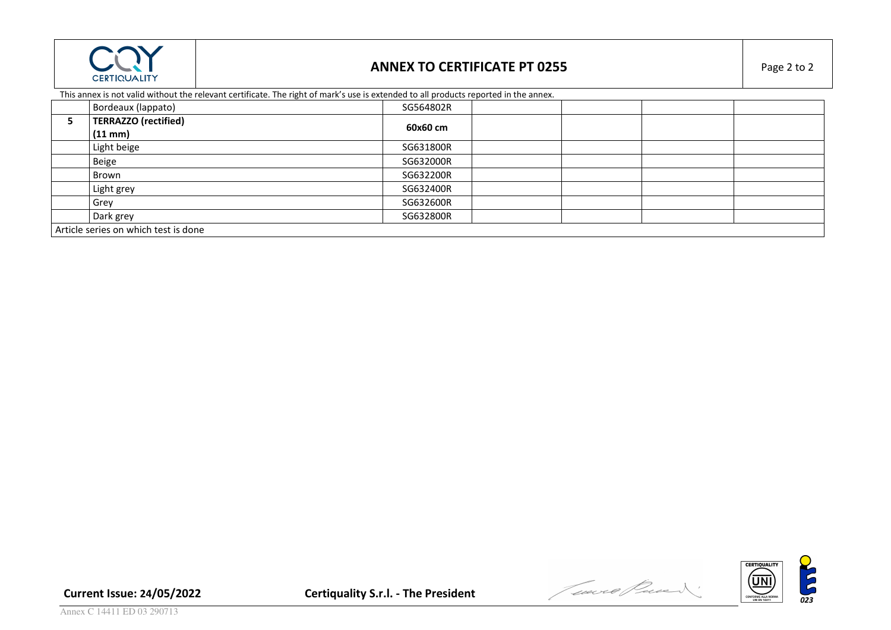# ANNEX TO CERTIFICATE PT 0255

This annex is not valid without the relevant certificate. The right of mark's use is extended to all products reported in the annex.

| | | | | | | |
|---|---|---|---|---|---|---|
| | Bordeaux (lappato) | SG564802R | | | | |
| **5** | **TERRAZZO (rectified)** **(11 mm)** | **60x60 cm** | | | | |
| | Light beige | SG631800R | | | | |
| | Beige | SG632000R | | | | |
| | Brown | SG632200R | | | | |
| | Light grey | SG632400R | | | | |
| | Grey | SG632600R | | | | |
| | Dark grey | SG632800R | | | | |
| Article series on which test is done | | | | | | |

**Current Issue: 24/05/2022** **Certiquality S.r.l. - The President**

Annex C 14411 ED 03 290713